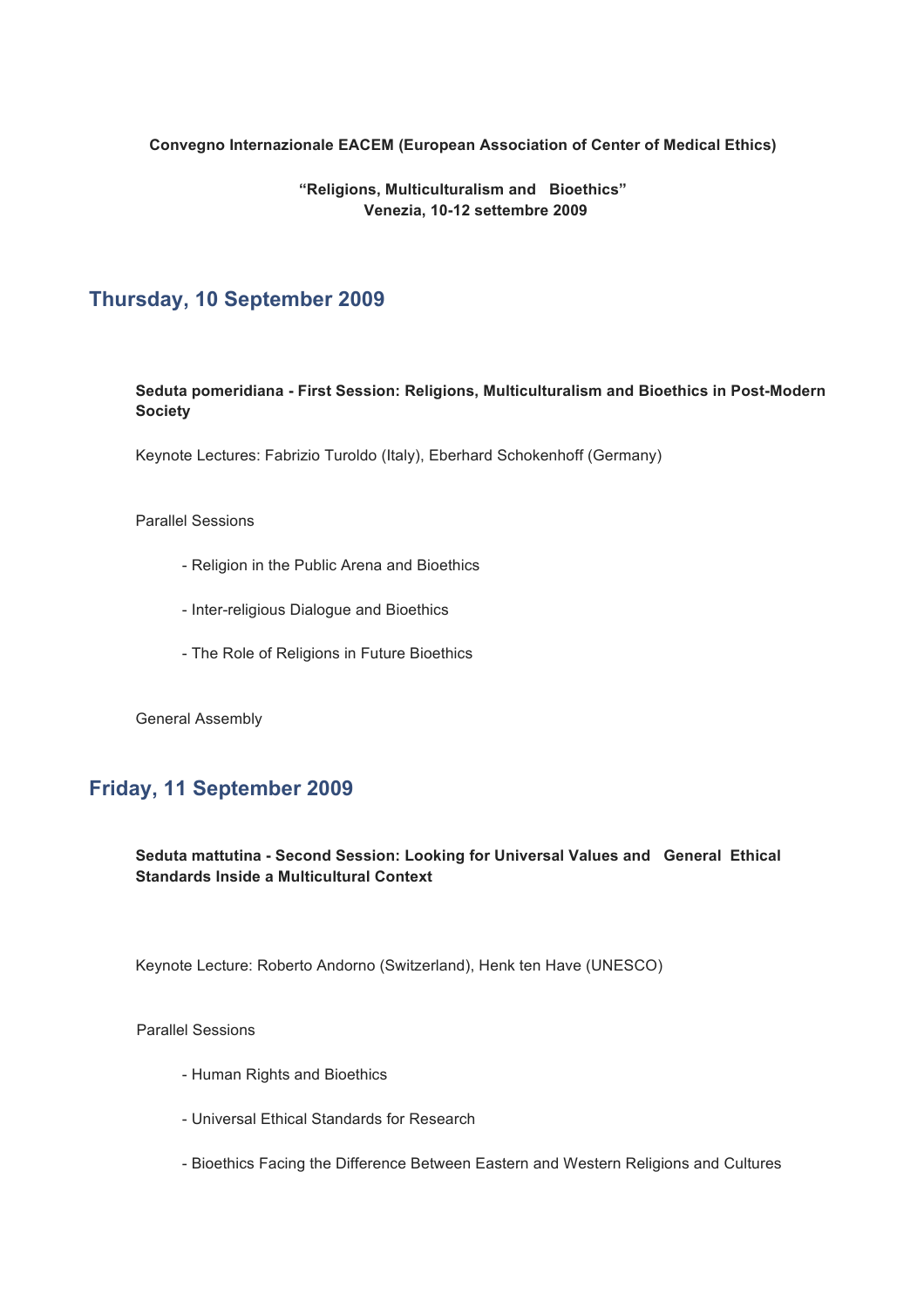**Convegno Internazionale EACEM (European Association of Center of Medical Ethics)**

**"Religions, Multiculturalism and Bioethics"**
**Venezia, 10-12 settembre 2009**

## Thursday, 10 September 2009

**Seduta pomeridiana - First Session: Religions, Multiculturalism and Bioethics in Post-Modern Society**

Keynote Lectures: Fabrizio Turoldo (Italy), Eberhard Schokenhoff (Germany)

Parallel Sessions

- Religion in the Public Arena and Bioethics
- Inter-religious Dialogue and Bioethics
- The Role of Religions in Future Bioethics

General Assembly

## Friday, 11 September 2009

**Seduta mattutina - Second Session: Looking for Universal Values and General Ethical Standards Inside a Multicultural Context**

Keynote Lecture: Roberto Andorno (Switzerland), Henk ten Have (UNESCO)

Parallel Sessions

- Human Rights and Bioethics
- Universal Ethical Standards for Research
- Bioethics Facing the Difference Between Eastern and Western Religions and Cultures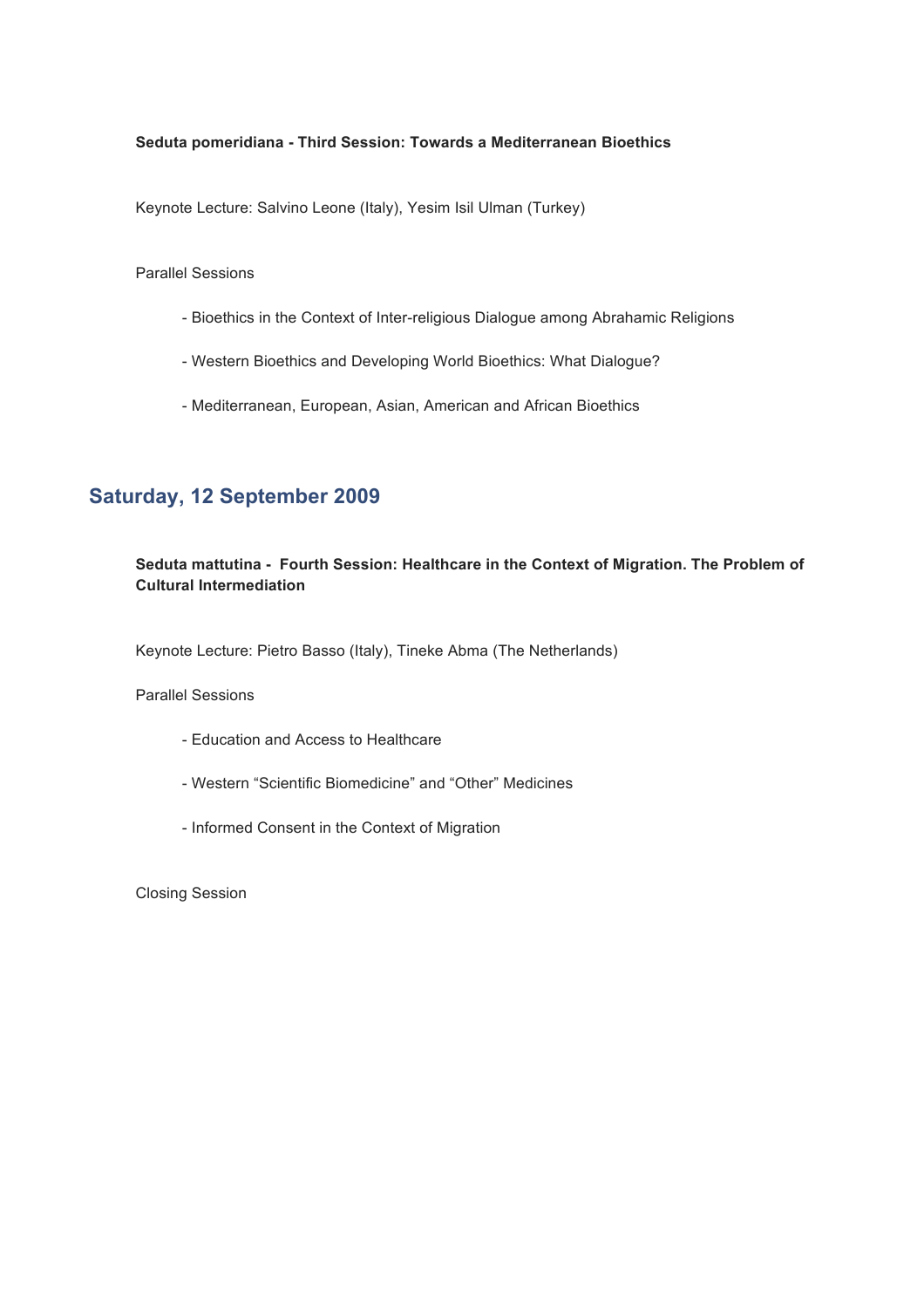**Seduta pomeridiana - Third Session: Towards a Mediterranean Bioethics**

Keynote Lecture: Salvino Leone (Italy), Yesim Isil Ulman (Turkey)

Parallel Sessions

- Bioethics in the Context of Inter-religious Dialogue among Abrahamic Religions
- Western Bioethics and Developing World Bioethics: What Dialogue?
- Mediterranean, European, Asian, American and African Bioethics

## Saturday, 12 September 2009

**Seduta mattutina - Fourth Session: Healthcare in the Context of Migration. The Problem of Cultural Intermediation**

Keynote Lecture: Pietro Basso (Italy), Tineke Abma (The Netherlands)

Parallel Sessions

- Education and Access to Healthcare
- Western "Scientific Biomedicine" and "Other" Medicines
- Informed Consent in the Context of Migration

Closing Session